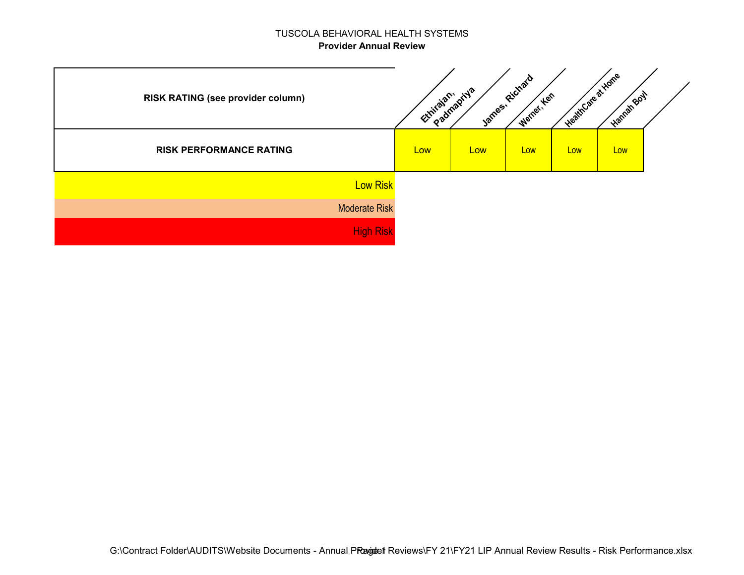TUSCOLA BEHAVIORAL HEALTH SYSTEMS

**Provider Annual Review**

| RISK RATING (see provider column) | Ethirajan, Padmapriya | James, Richard | Werner, Ken | HealthCare at Home | Hannah Boyl |
|---|---|---|---|---|---|
| **RISK PERFORMANCE RATING** | Low | Low | Low | Low | Low |

Low Risk

Moderate Risk

High Risk

G:\Contract Folder\AUDITS\Website Documents - Annual Provider Reviews\FY 21\FY21 LIP Annual Review Results - Risk Performance.xlsx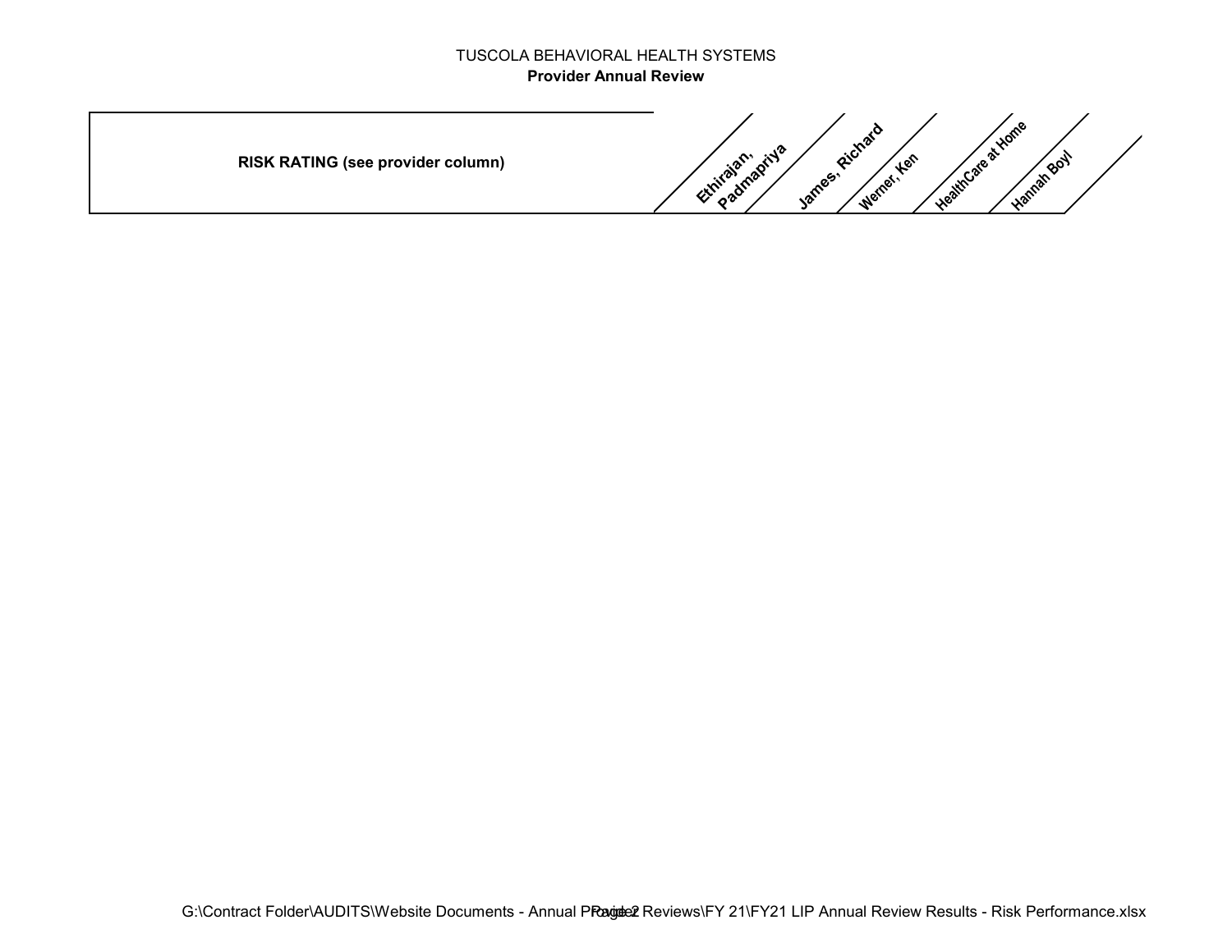TUSCOLA BEHAVIORAL HEALTH SYSTEMS

**Provider Annual Review**

| **RISK RATING (see provider column)** | **Ethirajan, Padmapriya** | **James, Richard** | **Werner, Ken** | **HealthCare at Home** | **Hannah Boyl** |
|---|---|---|---|---|---|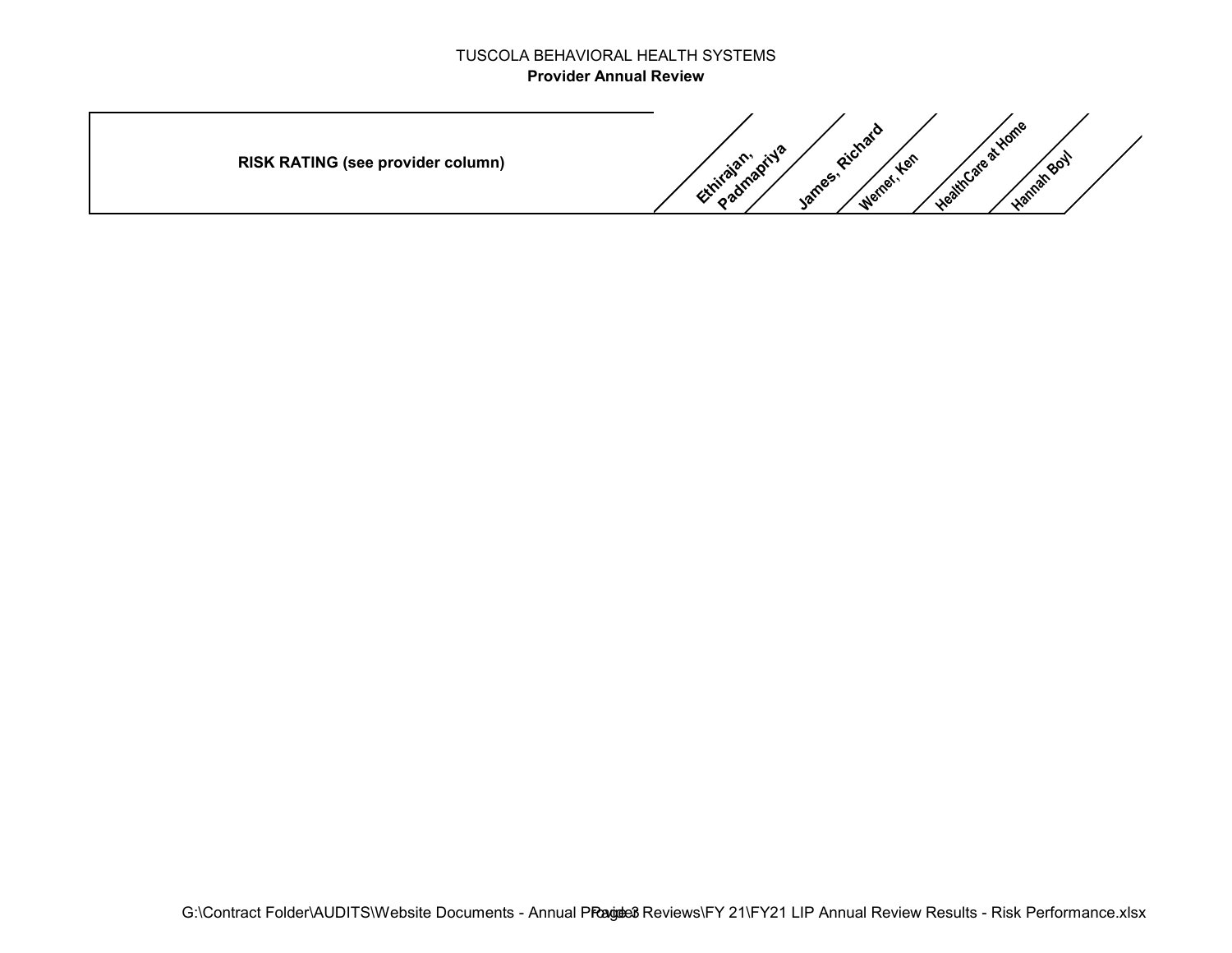TUSCOLA BEHAVIORAL HEALTH SYSTEMS

**Provider Annual Review**

| **RISK RATING (see provider column)** | **Ethirajan, Padmapriya** | **James, Richard** | **Werner, Ken** | **HealthCare at Home** | **Hannah Boyl** |
|---|---|---|---|---|---|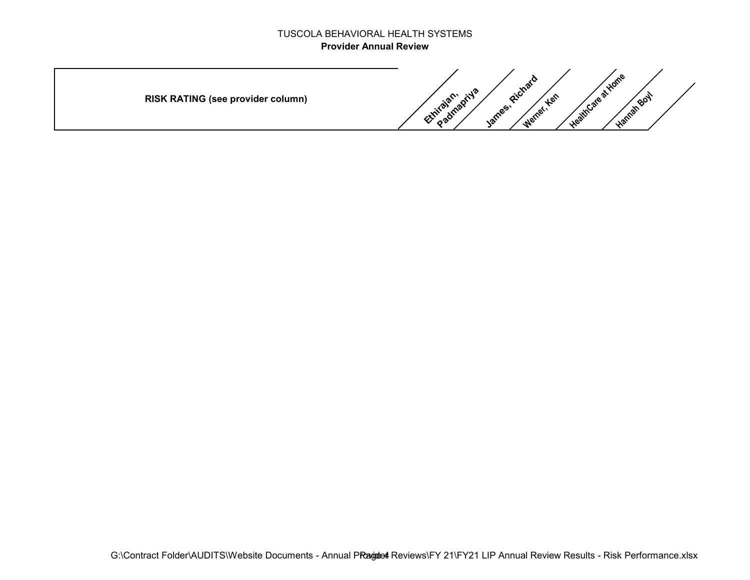TUSCOLA BEHAVIORAL HEALTH SYSTEMS

**Provider Annual Review**

| **RISK RATING (see provider column)** | **Ethirajan, Padmapriya** | **James, Richard** | **Werner, Ken** | **HealthCare at Home** | **Hannah Boyl** |
|---|---|---|---|---|---|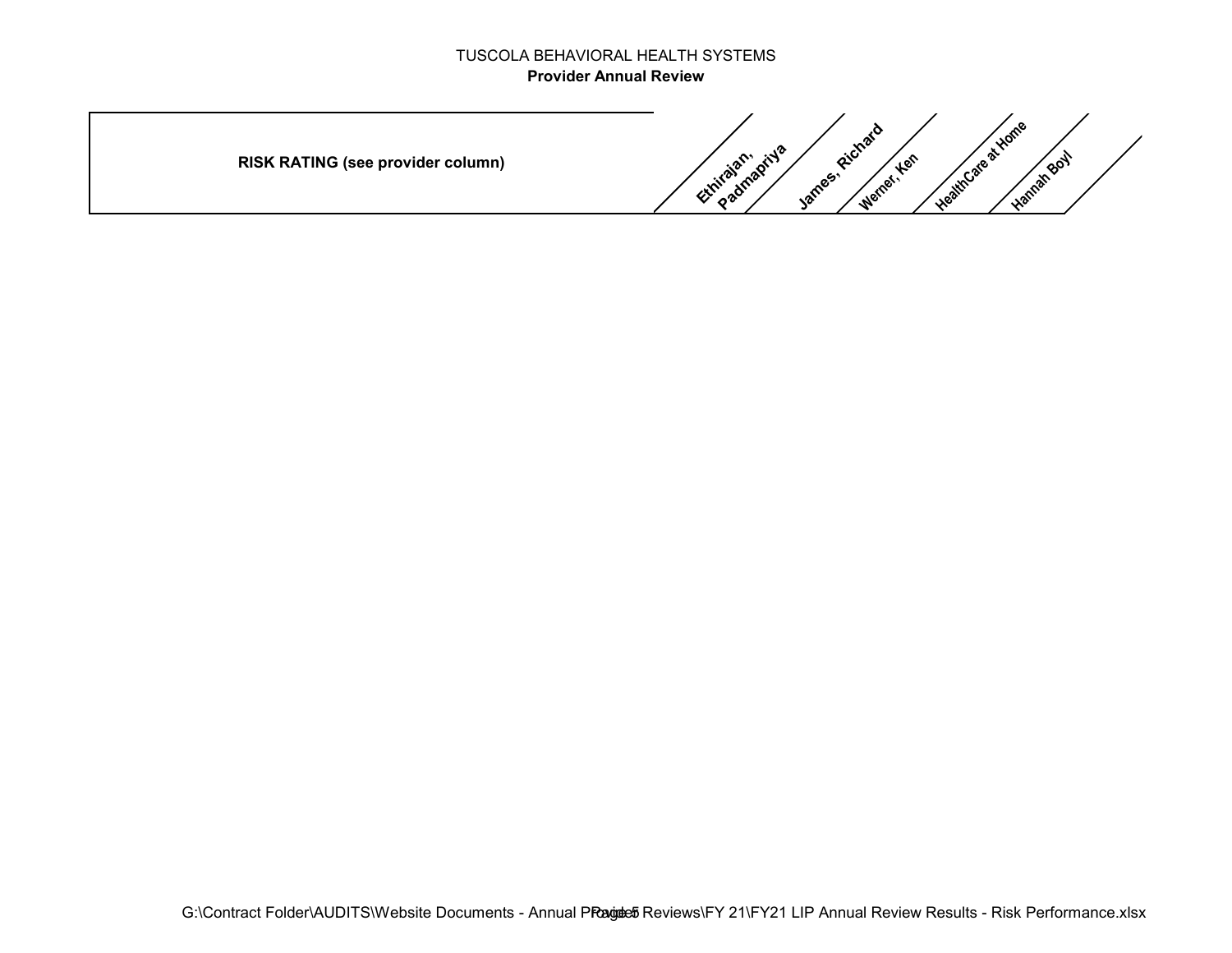TUSCOLA BEHAVIORAL HEALTH SYSTEMS

**Provider Annual Review**

| RISK RATING (see provider column) | Ethirajan, Padmapriya | James, Richard | Werner, Ken | HealthCare at Home | Hannah Boyl |
|---|---|---|---|---|---|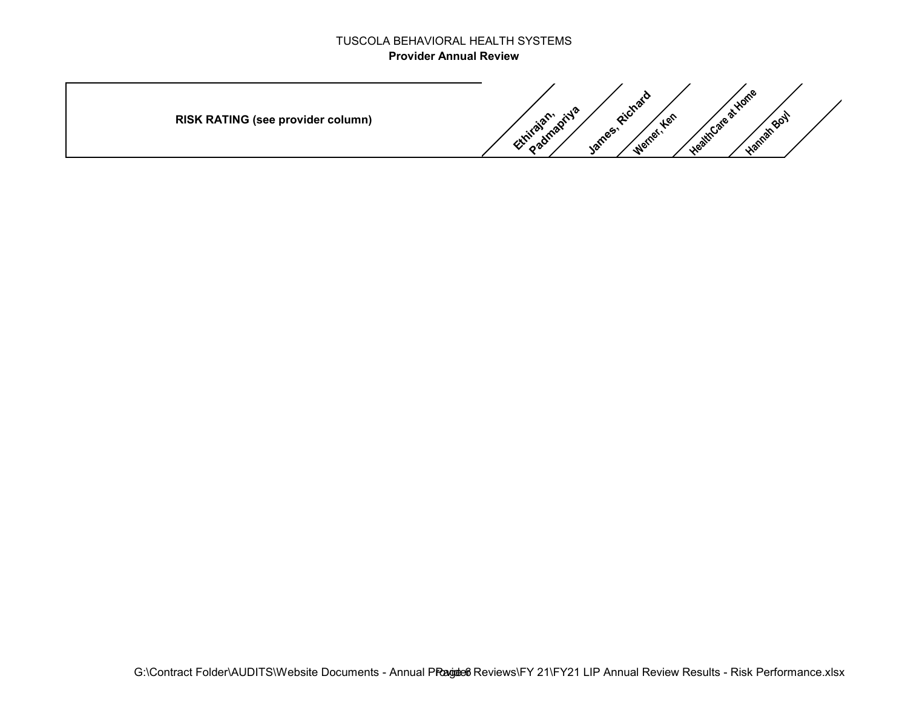TUSCOLA BEHAVIORAL HEALTH SYSTEMS

**Provider Annual Review**

| **RISK RATING (see provider column)** | **Ethirajan, Padmapriya** | **James, Richard** | **Werner, Ken** | **HealthCare at Home** | **Hannah Boyl** |
|---|---|---|---|---|---|

G:\Contract Folder\AUDITS\Website Documents - Annual Provider Reviews\FY 21\FY21 LIP Annual Review Results - Risk Performance.xlsx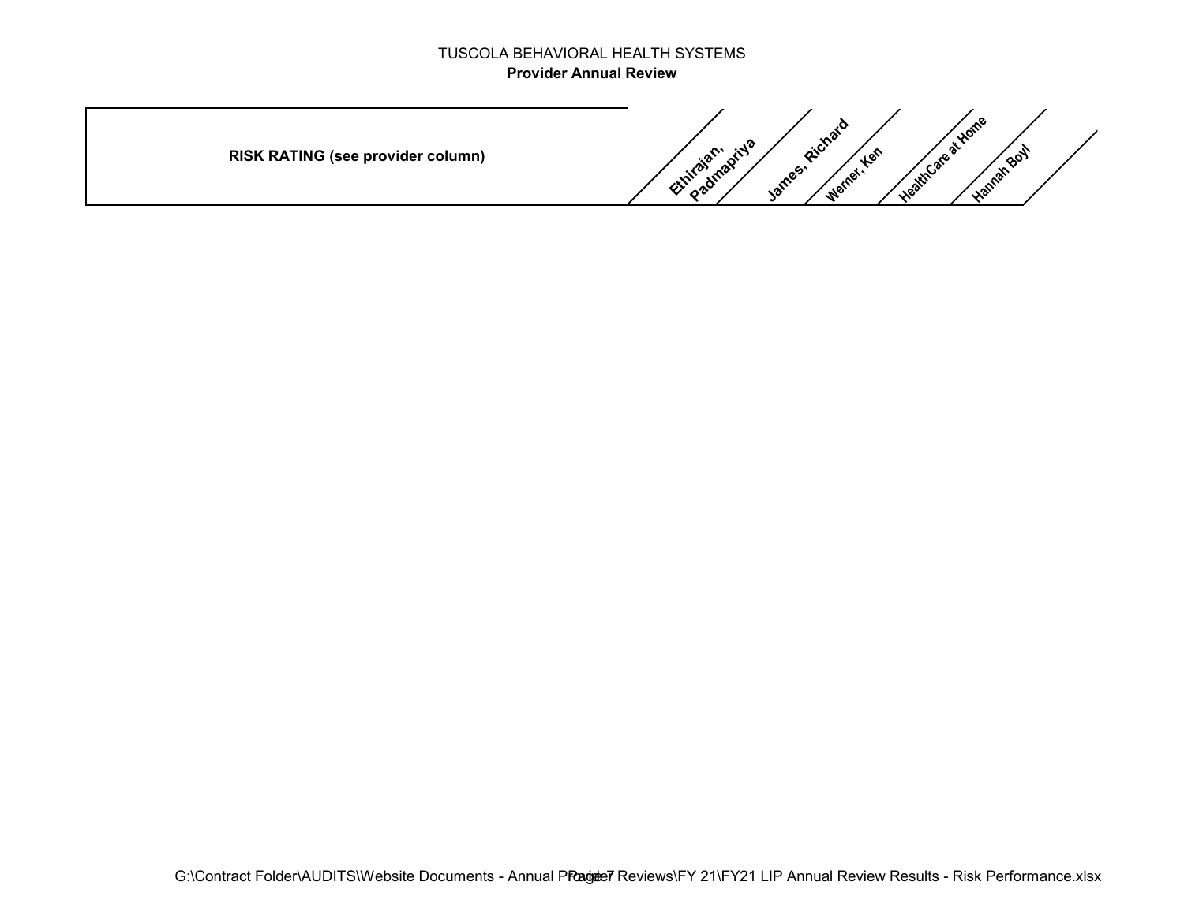TUSCOLA BEHAVIORAL HEALTH SYSTEMS

**Provider Annual Review**

| RISK RATING (see provider column) | Ethirajan, Padmapriya | James, Richard | Werner, Ken | HealthCare at Home | Hannah Boyl |
|---|---|---|---|---|---|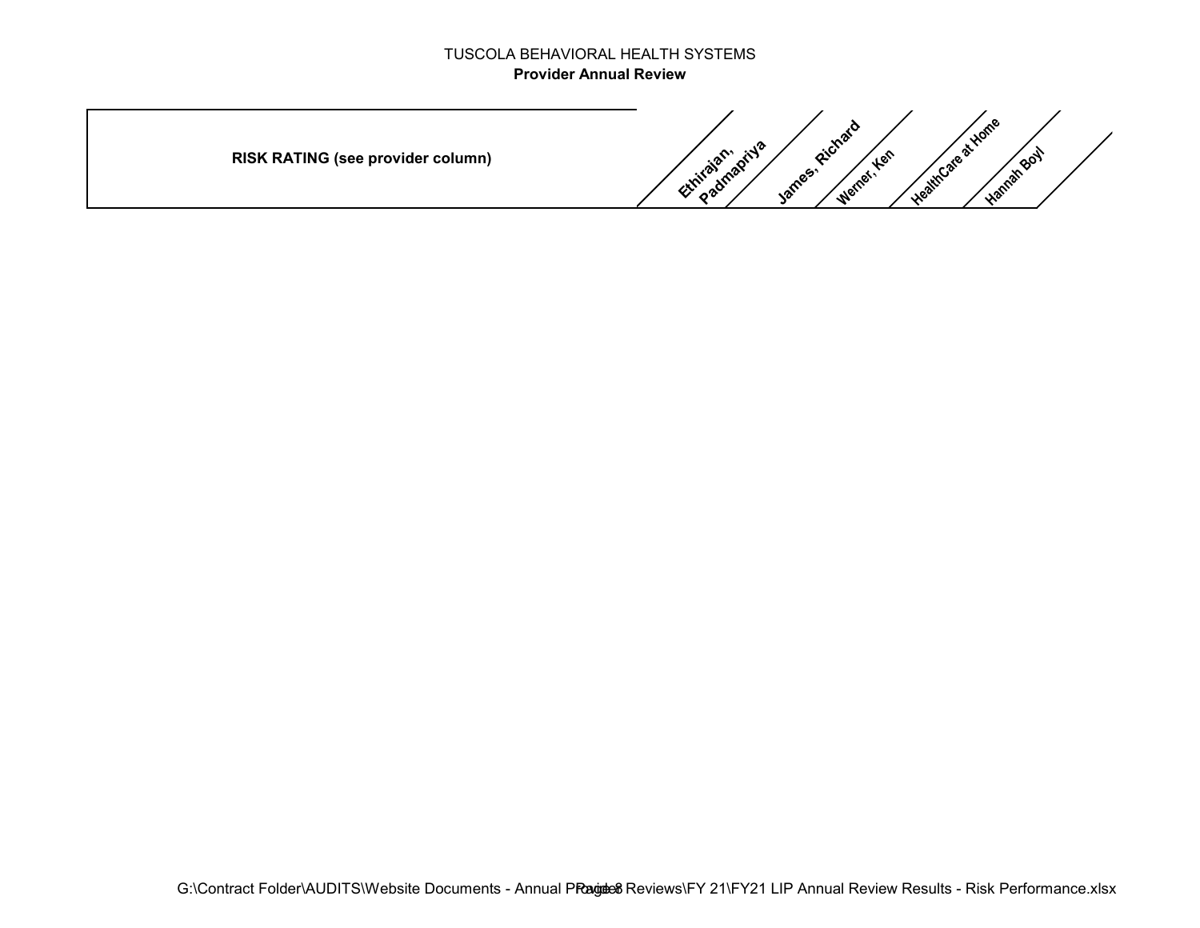TUSCOLA BEHAVIORAL HEALTH SYSTEMS

**Provider Annual Review**

| **RISK RATING (see provider column)** | **Ethirajan, Padmapriya** | **James, Richard** | **Werner, Ken** | **HealthCare at Home** | **Hannah Boyl** |
|---|---|---|---|---|---|